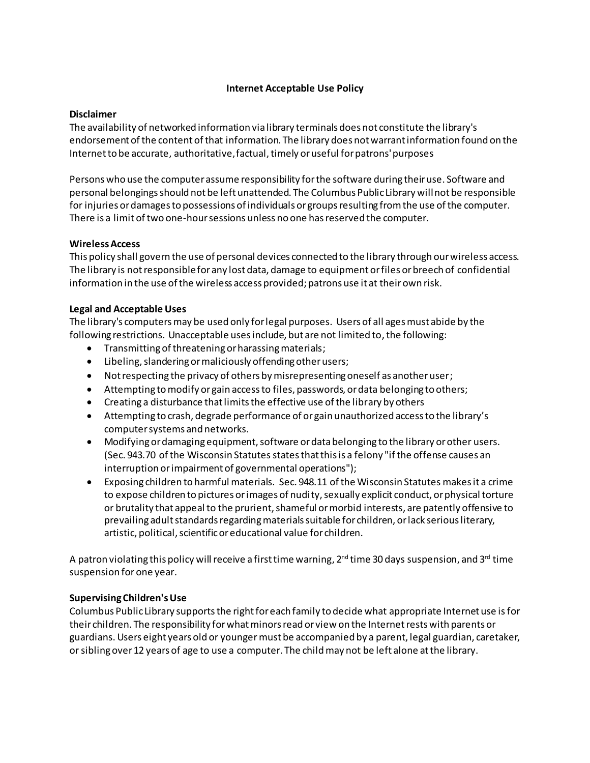# Internet Acceptable Use Policy

## Disclaimer

The availability of networked information via library terminals does not constitute the library's endorsement of the content of that information. The library does not warrant information found on the Internet to be accurate, authoritative, factual, timely or useful for patrons' purposes

Persons who use the computer assume responsibility for the software during their use. Software and personal belongings should not be left unattended. The Columbus Public Library will not be responsible for injuries or damages to possessions of individuals or groups resulting from the use of the computer. There is a limit of two one-hour sessions unless no one has reserved the computer.

## Wireless Access

This policy shall govern the use of personal devices connected to the library through our wireless access. The library is not responsible for any lost data, damage to equipment or files or breech of confidential information in the use of the wireless access provided; patrons use it at their own risk.

## Legal and Acceptable Uses

The library's computers may be used only for legal purposes. Users of all ages must abide by the following restrictions. Unacceptable uses include, but are not limited to, the following:

- Transmitting of threatening or harassing materials;
- Libeling, slandering or maliciously offending other users;
- Not respecting the privacy of others by misrepresenting oneself as another user;
- Attempting to modify or gain access to files, passwords, or data belonging to others;
- Creating a disturbance that limits the effective use of the library by others
- Attempting to crash, degrade performance of or gain unauthorized access to the library's computer systems and networks.
- Modifying or damaging equipment, software or data belonging to the library or other users. (Sec. 943.70 of the Wisconsin Statutes states that this is a felony "if the offense causes an interruption or impairment of governmental operations");
- Exposing children to harmful materials. Sec. 948.11 of the Wisconsin Statutes makes it a crime to expose children to pictures or images of nudity, sexually explicit conduct, or physical torture or brutality that appeal to the prurient, shameful or morbid interests, are patently offensive to prevailing adult standards regarding materials suitable for children, or lack serious literary, artistic, political, scientific or educational value for children.

A patron violating this policy will receive a first time warning, 2nd time 30 days suspension, and 3rd time suspension for one year.

## Supervising Children's Use

Columbus Public Library supports the right for each family to decide what appropriate Internet use is for their children. The responsibility for what minors read or view on the Internet rests with parents or guardians. Users eight years old or younger must be accompanied by a parent, legal guardian, caretaker, or sibling over 12 years of age to use a computer. The child may not be left alone at the library.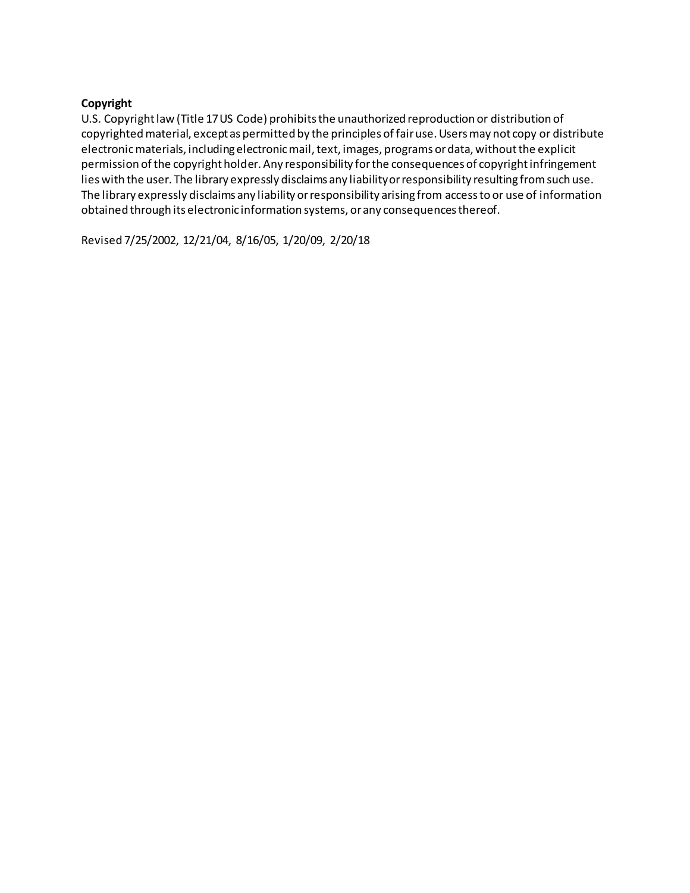**Copyright**

U.S. Copyright law (Title 17 US Code) prohibits the unauthorized reproduction or distribution of copyrighted material, except as permitted by the principles of fair use. Users may not copy or distribute electronic materials, including electronic mail, text, images, programs or data, without the explicit permission of the copyright holder. Any responsibility for the consequences of copyright infringement lies with the user. The library expressly disclaims any liability or responsibility resulting from such use. The library expressly disclaims any liability or responsibility arising from access to or use of information obtained through its electronic information systems, or any consequences thereof.

Revised 7/25/2002, 12/21/04, 8/16/05, 1/20/09, 2/20/18